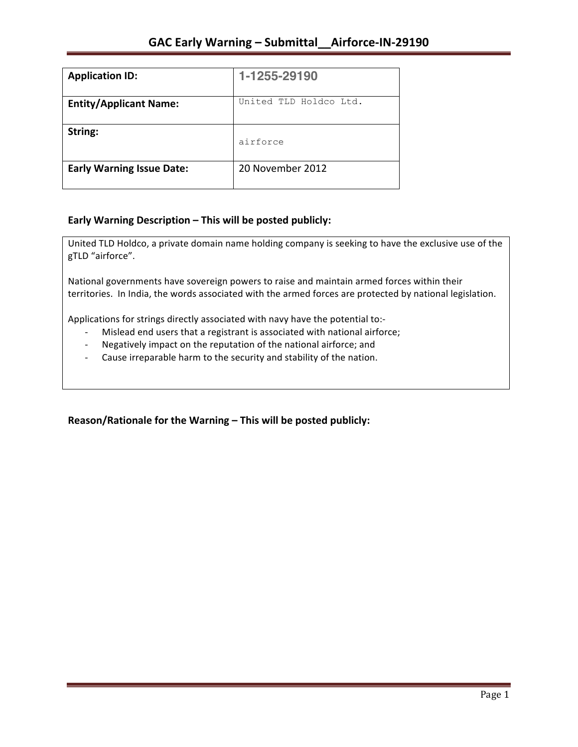# GAC Early Warning – Submittal__Airforce-IN-29190

| Application ID: | 1-1255-29190 |
|---|---|
| Entity/Applicant Name: | United TLD Holdco Ltd. |
| String: | airforce |
| Early Warning Issue Date: | 20 November 2012 |

## Early Warning Description – This will be posted publicly:

United TLD Holdco, a private domain name holding company is seeking to have the exclusive use of the gTLD "airforce".

National governments have sovereign powers to raise and maintain armed forces within their territories. In India, the words associated with the armed forces are protected by national legislation.

Applications for strings directly associated with navy have the potential to:-

- Mislead end users that a registrant is associated with national airforce;
- Negatively impact on the reputation of the national airforce; and
- Cause irreparable harm to the security and stability of the nation.

## Reason/Rationale for the Warning – This will be posted publicly: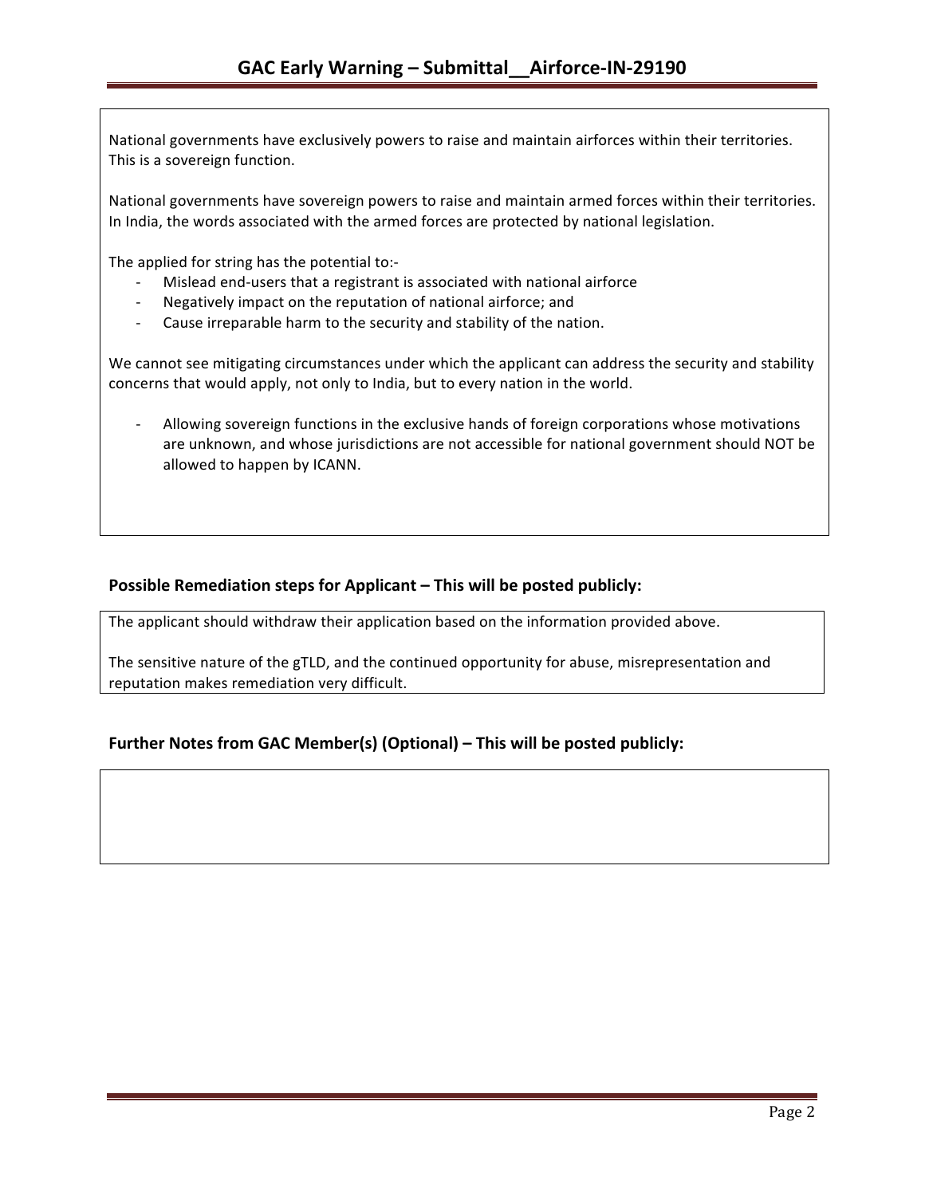National governments have exclusively powers to raise and maintain airforces within their territories. This is a sovereign function.

National governments have sovereign powers to raise and maintain armed forces within their territories. In India, the words associated with the armed forces are protected by national legislation.

The applied for string has the potential to:-

- Mislead end-users that a registrant is associated with national airforce
- Negatively impact on the reputation of national airforce; and
- Cause irreparable harm to the security and stability of the nation.

We cannot see mitigating circumstances under which the applicant can address the security and stability concerns that would apply, not only to India, but to every nation in the world.

- Allowing sovereign functions in the exclusive hands of foreign corporations whose motivations are unknown, and whose jurisdictions are not accessible for national government should NOT be allowed to happen by ICANN.

## Possible Remediation steps for Applicant – This will be posted publicly:

The applicant should withdraw their application based on the information provided above.

The sensitive nature of the gTLD, and the continued opportunity for abuse, misrepresentation and reputation makes remediation very difficult.

## Further Notes from GAC Member(s) (Optional) – This will be posted publicly: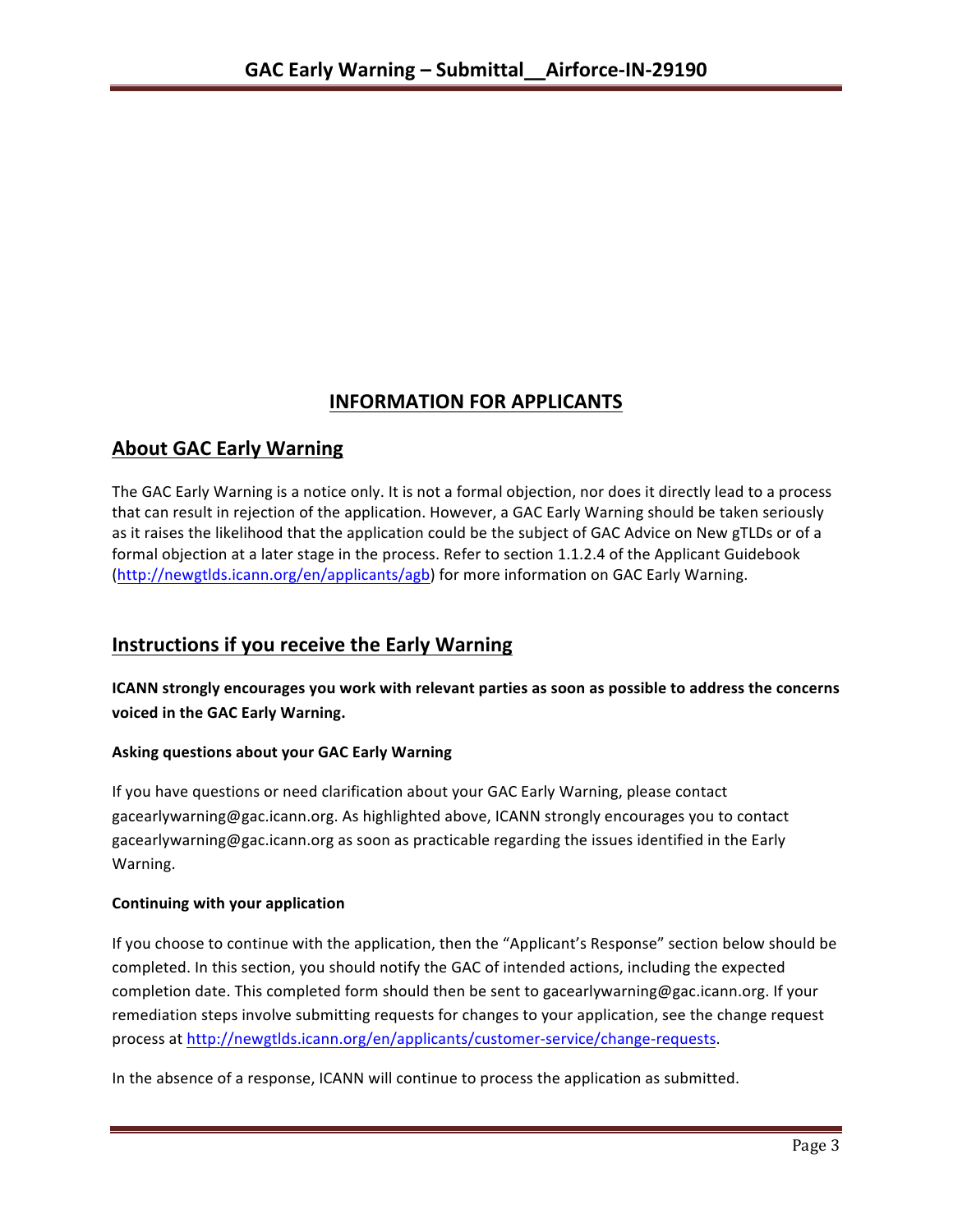## INFORMATION FOR APPLICANTS

## About GAC Early Warning

The GAC Early Warning is a notice only. It is not a formal objection, nor does it directly lead to a process that can result in rejection of the application. However, a GAC Early Warning should be taken seriously as it raises the likelihood that the application could be the subject of GAC Advice on New gTLDs or of a formal objection at a later stage in the process. Refer to section 1.1.2.4 of the Applicant Guidebook (http://newgtlds.icann.org/en/applicants/agb) for more information on GAC Early Warning.

## Instructions if you receive the Early Warning

**ICANN strongly encourages you work with relevant parties as soon as possible to address the concerns voiced in the GAC Early Warning.**

### Asking questions about your GAC Early Warning

If you have questions or need clarification about your GAC Early Warning, please contact gacearlywarning@gac.icann.org. As highlighted above, ICANN strongly encourages you to contact gacearlywarning@gac.icann.org as soon as practicable regarding the issues identified in the Early Warning.

### Continuing with your application

If you choose to continue with the application, then the "Applicant's Response" section below should be completed. In this section, you should notify the GAC of intended actions, including the expected completion date. This completed form should then be sent to gacearlywarning@gac.icann.org. If your remediation steps involve submitting requests for changes to your application, see the change request process at http://newgtlds.icann.org/en/applicants/customer-service/change-requests.

In the absence of a response, ICANN will continue to process the application as submitted.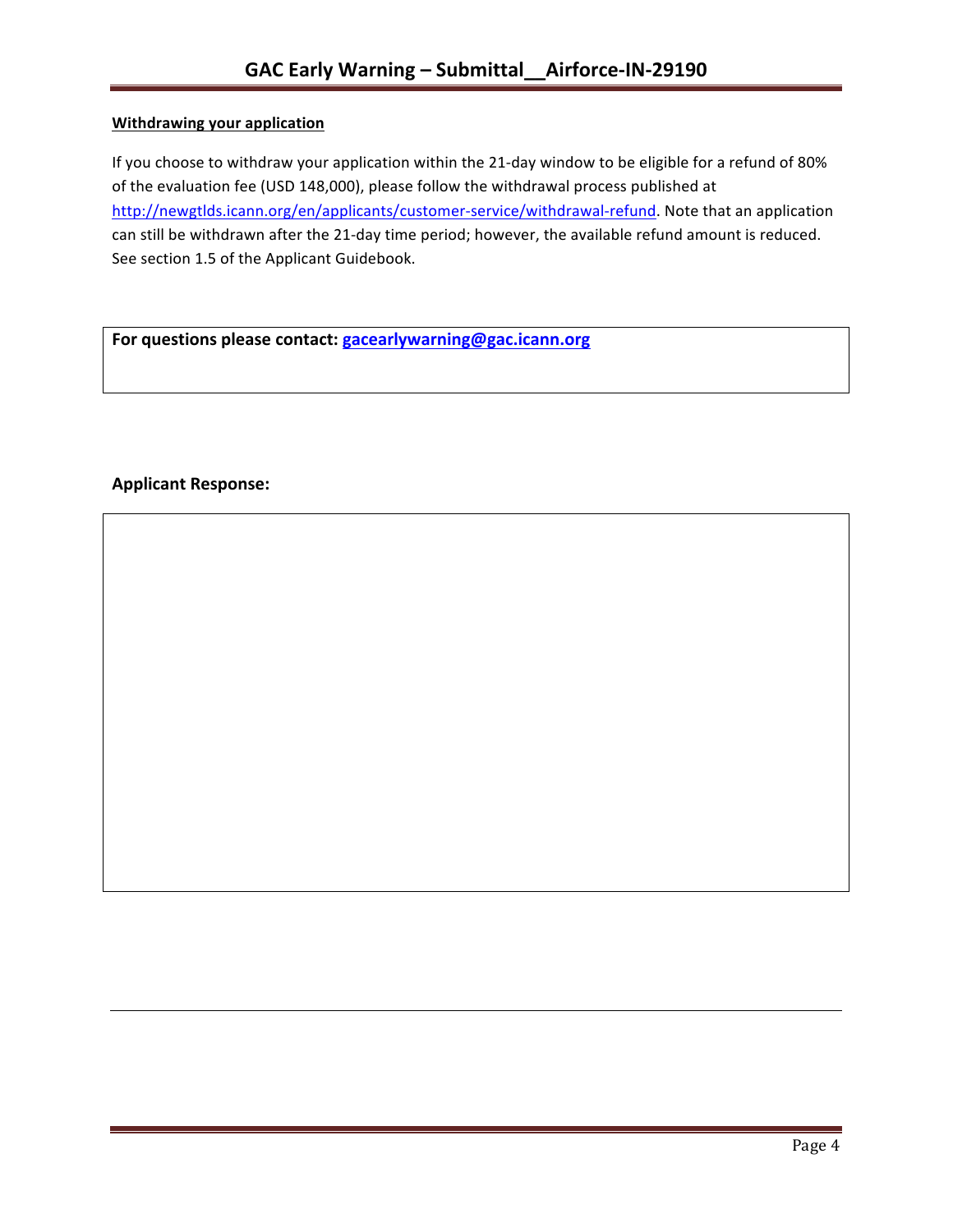**Withdrawing your application**

If you choose to withdraw your application within the 21-day window to be eligible for a refund of 80% of the evaluation fee (USD 148,000), please follow the withdrawal process published at http://newgtlds.icann.org/en/applicants/customer-service/withdrawal-refund. Note that an application can still be withdrawn after the 21-day time period; however, the available refund amount is reduced. See section 1.5 of the Applicant Guidebook.

**For questions please contact: gacearlywarning@gac.icann.org**

**Applicant Response:**